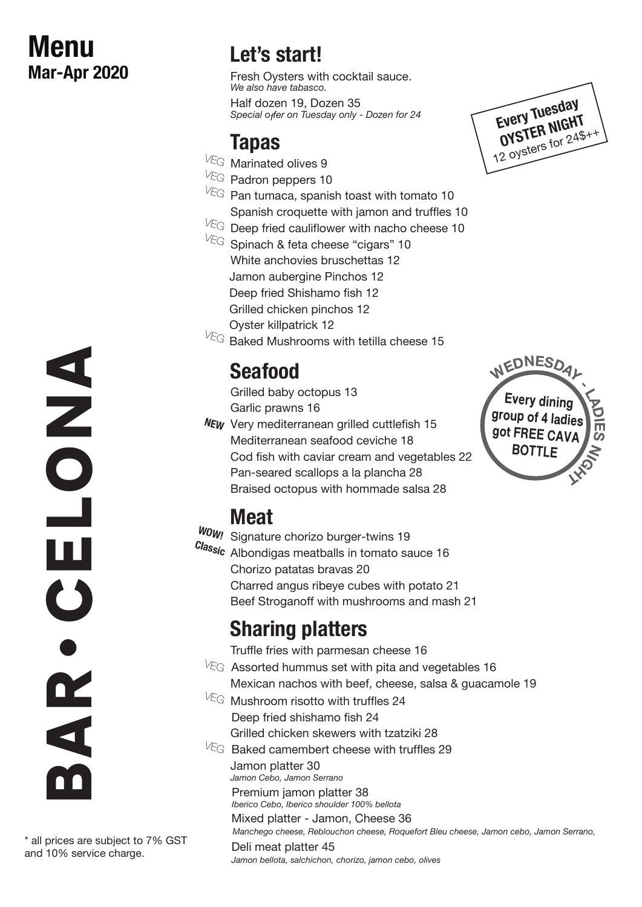# Menu
**Mar-Apr 2020**

# BAR • CELONA

## Let's start!

Fresh Oysters with cocktail sauce.
*We also have tabasco.*
Half dozen 19, Dozen 35
*Special offer on Tuesday only - Dozen for 24*

**Every Tuesday OYSTER NIGHT**
12 oysters for 24$++

## Tapas

- VEG Marinated olives 9
- VEG Padron peppers 10
- VEG Pan tumaca, spanish toast with tomato 10
- Spanish croquette with jamon and truffles 10
- VEG Deep fried cauliflower with nacho cheese 10
- VEG Spinach & feta cheese "cigars" 10
- White anchovies bruschettas 12
- Jamon aubergine Pinchos 12
- Deep fried Shishamo fish 12
- Grilled chicken pinchos 12
- Oyster killpatrick 12
- VEG Baked Mushrooms with tetilla cheese 15

## Seafood

- Grilled baby octopus 13
- Garlic prawns 16
- *NEW* Very mediterranean grilled cuttlefish 15
- Mediterranean seafood ceviche 18
- Cod fish with caviar cream and vegetables 22
- Pan-seared scallops a la plancha 28
- Braised octopus with hommade salsa 28

**WEDNESDAY - LADIES NIGHT**
Every dining group of 4 ladies got FREE CAVA BOTTLE

## Meat

- *WOW!* Signature chorizo burger-twins 19
- *Classic* Albondigas meatballs in tomato sauce 16
- Chorizo patatas bravas 20
- Charred angus ribeye cubes with potato 21
- Beef Stroganoff with mushrooms and mash 21

## Sharing platters

- Truffle fries with parmesan cheese 16
- VEG Assorted hummus set with pita and vegetables 16
- Mexican nachos with beef, cheese, salsa & guacamole 19
- VEG Mushroom risotto with truffles 24
- Deep fried shishamo fish 24
- Grilled chicken skewers with tzatziki 28
- VEG Baked camembert cheese with truffles 29
- Jamon platter 30
  *Jamon Cebo, Jamon Serrano*
- Premium jamon platter 38
  *Iberico Cebo, Iberico shoulder 100% bellota*
- Mixed platter - Jamon, Cheese 36
  *Manchego cheese, Reblouchon cheese, Roquefort Bleu cheese, Jamon cebo, Jamon Serrano,*
- Deli meat platter 45
  *Jamon bellota, salchichon, chorizo, jamon cebo, olives*

* all prices are subject to 7% GST and 10% service charge.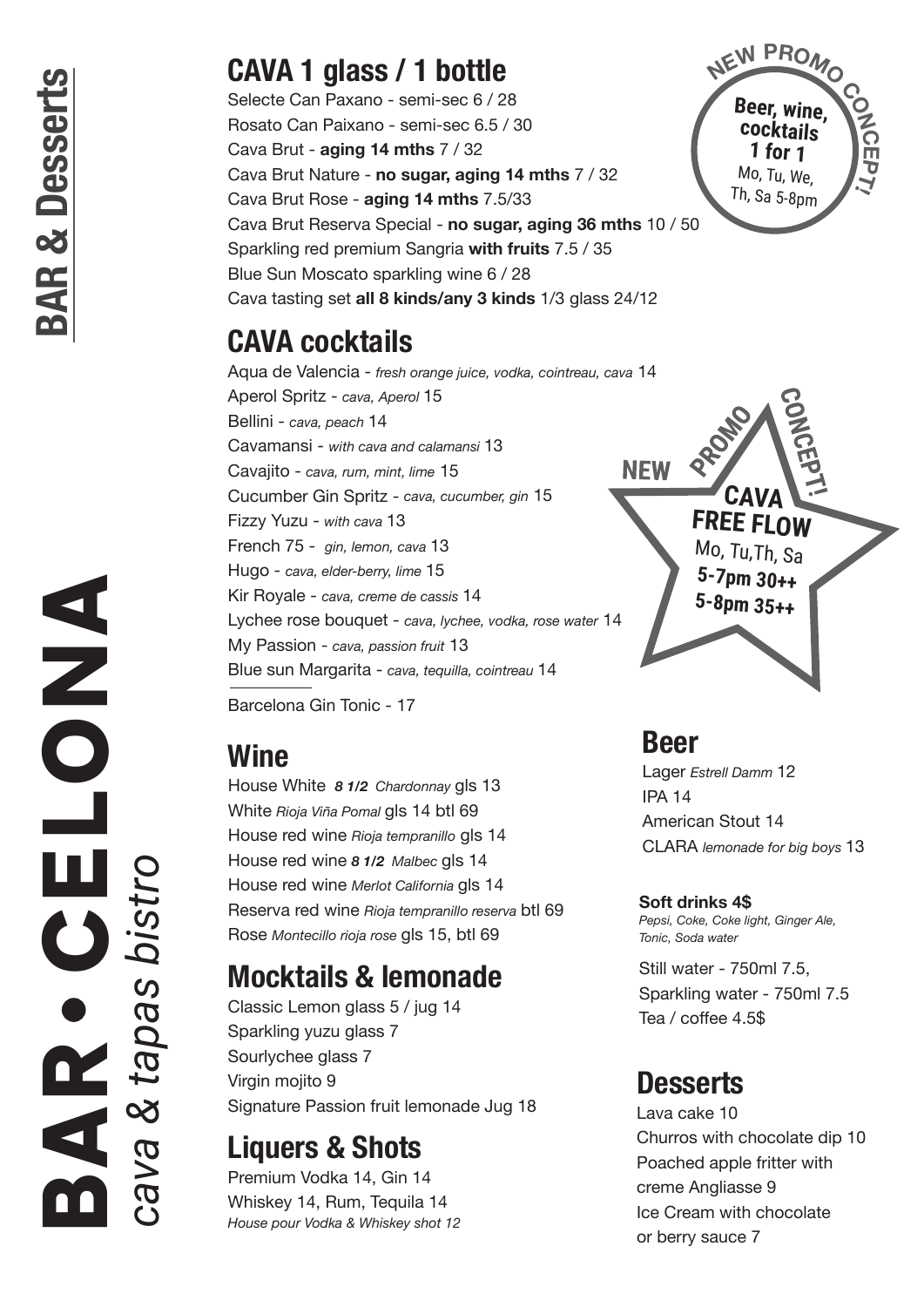# BAR•CELONA

*cava & tapas bistro*

**BAR & Desserts**

## CAVA 1 glass / 1 bottle

Selecte Can Paxano - semi-sec 6 / 28
Rosato Can Paixano - semi-sec 6.5 / 30
Cava Brut - **aging 14 mths** 7 / 32
Cava Brut Nature - **no sugar, aging 14 mths** 7 / 32
Cava Brut Rose - **aging 14 mths** 7.5/33
Cava Brut Reserva Special - **no sugar, aging 36 mths** 10 / 50
Sparkling red premium Sangria **with fruits** 7.5 / 35
Blue Sun Moscato sparkling wine 6 / 28
Cava tasting set **all 8 kinds/any 3 kinds** 1/3 glass 24/12

**NEW PROMO CONCEPT!**
**Beer, wine, cocktails 1 for 1**
Mo, Tu, We, Th, Sa 5-8pm

## CAVA cocktails

Aqua de Valencia - *fresh orange juice, vodka, cointreau, cava* 14
Aperol Spritz - *cava, Aperol* 15
Bellini - *cava, peach* 14
Cavamansi - *with cava and calamansi* 13
Cavajito - *cava, rum, mint, lime* 15
Cucumber Gin Spritz - *cava, cucumber, gin* 15
Fizzy Yuzu - *with cava* 13
French 75 - *gin, lemon, cava* 13
Hugo - *cava, elder-berry, lime* 15
Kir Royale - *cava, creme de cassis* 14
Lychee rose bouquet - *cava, lychee, vodka, rose water* 14
My Passion - *cava, passion fruit* 13
Blue sun Margarita - *cava, tequilla, cointreau* 14

Barcelona Gin Tonic - 17

**NEW PROMO CONCEPT!**
**CAVA FREE FLOW**
Mo, Tu, Th, Sa
**5-7pm 30++**
**5-8pm 35++**

## Wine

House White ***8 1/2*** *Chardonnay* gls 13
White *Rioja Viña Pomal* gls 14 btl 69
House red wine *Rioja tempranillo* gls 14
House red wine ***8 1/2*** *Malbec* gls 14
House red wine *Merlot California* gls 14
Reserva red wine *Rioja tempranillo reserva* btl 69
Rose *Montecillo rioja rose* gls 15, btl 69

## Mocktails & lemonade

Classic Lemon glass 5 / jug 14
Sparkling yuzu glass 7
Sourlychee glass 7
Virgin mojito 9
Signature Passion fruit lemonade Jug 18

## Liquers & Shots

Premium Vodka 14, Gin 14
Whiskey 14, Rum, Tequila 14
*House pour Vodka & Whiskey shot 12*

## Beer

Lager *Estrell Damm* 12
IPA 14
American Stout 14
CLARA *lemonade for big boys* 13

**Soft drinks 4$**
*Pepsi, Coke, Coke light, Ginger Ale, Tonic, Soda water*

Still water - 750ml 7.5,
Sparkling water - 750ml 7.5
Tea / coffee 4.5$

## Desserts

Lava cake 10
Churros with chocolate dip 10
Poached apple fritter with creme Angliasse 9
Ice Cream with chocolate or berry sauce 7